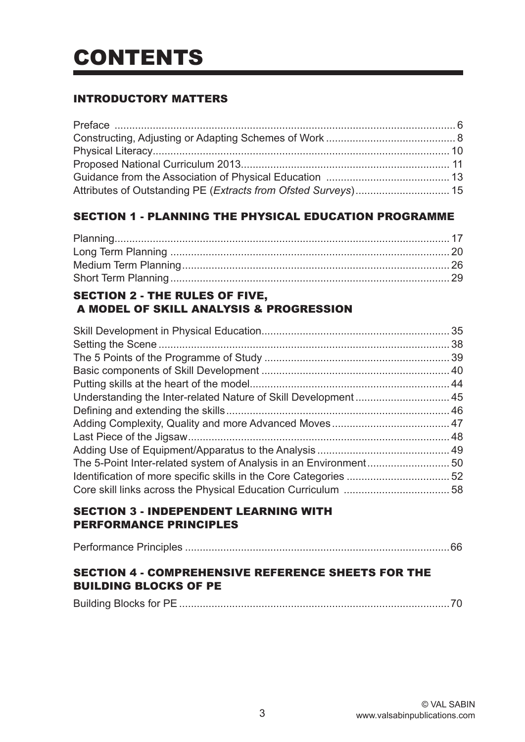# CONTENTS

## INTRODUCTORY MATTERS

Preface .................................................................................................................. 6
Constructing, Adjusting or Adapting Schemes of Work ........................................... 8
Physical Literacy.................................................................................................... 10
Proposed National Curriculum 2013...................................................................... 11
Guidance from the Association of Physical Education .......................................... 13
Attributes of Outstanding PE (*Extracts from Ofsted Surveys*)................................ 15

## SECTION 1 - PLANNING THE PHYSICAL EDUCATION PROGRAMME

Planning................................................................................................................. 17
Long Term Planning .............................................................................................. 20
Medium Term Planning.......................................................................................... 26
Short Term Planning.............................................................................................. 29

## SECTION 2 - THE RULES OF FIVE, A MODEL OF SKILL ANALYSIS & PROGRESSION

Skill Development in Physical Education............................................................... 35
Setting the Scene .................................................................................................. 38
The 5 Points of the Programme of Study .............................................................. 39
Basic components of Skill Development ............................................................... 40
Putting skills at the heart of the model................................................................... 44
Understanding the Inter-related Nature of Skill Development ................................ 45
Defining and extending the skills........................................................................... 46
Adding Complexity, Quality and more Advanced Moves........................................ 47
Last Piece of the Jigsaw........................................................................................ 48
Adding Use of Equipment/Apparatus to the Analysis ............................................ 49
The 5-Point Inter-related system of Analysis in an Environment............................ 50
Identification of more specific skills in the Core Categories ................................... 52
Core skill links across the Physical Education Curriculum .................................... 58

## SECTION 3 - INDEPENDENT LEARNING WITH PERFORMANCE PRINCIPLES

Performance Principles .........................................................................................66

## SECTION 4 - COMPREHENSIVE REFERENCE SHEETS FOR THE BUILDING BLOCKS OF PE

Building Blocks for PE ...........................................................................................70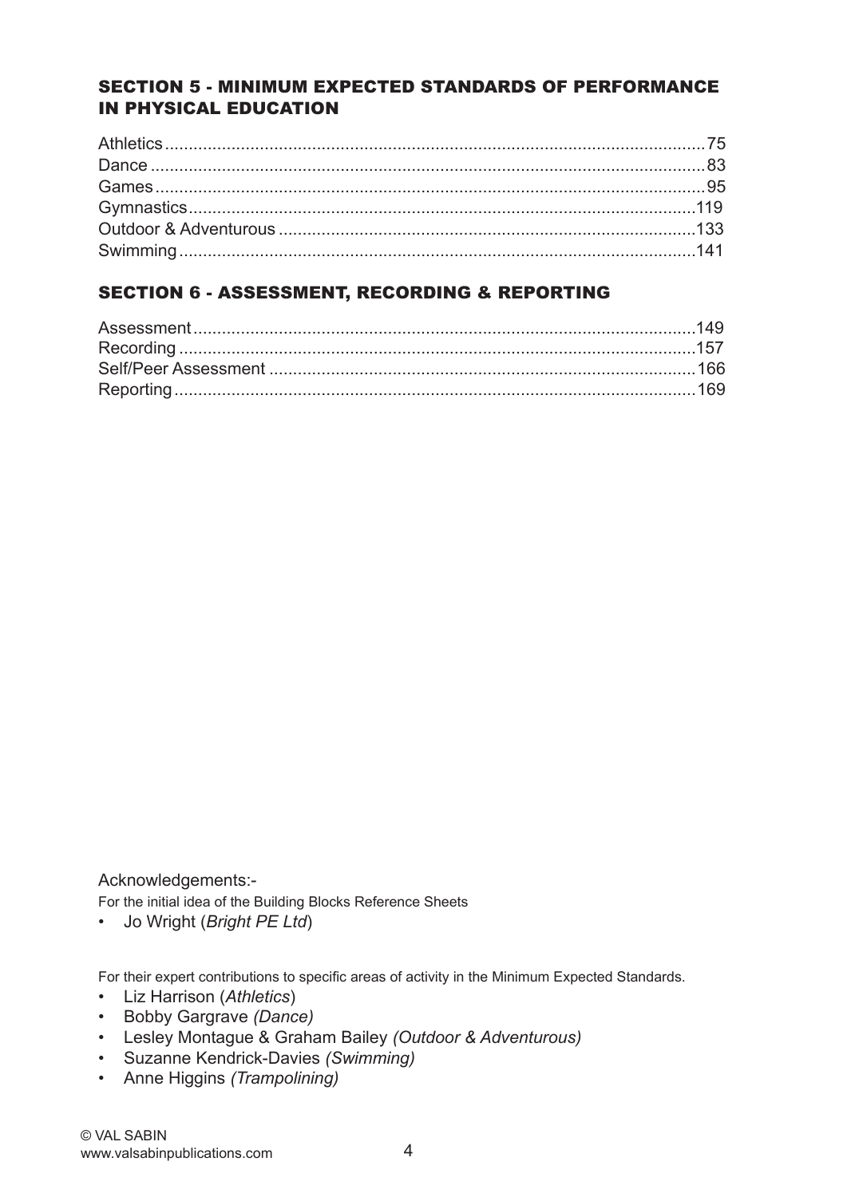## SECTION 5 - MINIMUM EXPECTED STANDARDS OF PERFORMANCE IN PHYSICAL EDUCATION

Athletics .......... 75
Dance .......... 83
Games .......... 95
Gymnastics .......... 119
Outdoor & Adventurous .......... 133
Swimming .......... 141

## SECTION 6 - ASSESSMENT, RECORDING & REPORTING

Assessment .......... 149
Recording .......... 157
Self/Peer Assessment .......... 166
Reporting .......... 169

Acknowledgements:-

For the initial idea of the Building Blocks Reference Sheets

- Jo Wright (*Bright PE Ltd*)

For their expert contributions to specific areas of activity in the Minimum Expected Standards.

- Liz Harrison (*Athletics*)
- Bobby Gargrave *(Dance)*
- Lesley Montague & Graham Bailey *(Outdoor & Adventurous)*
- Suzanne Kendrick-Davies *(Swimming)*
- Anne Higgins *(Trampolining)*

© VAL SABIN
www.valsabinpublications.com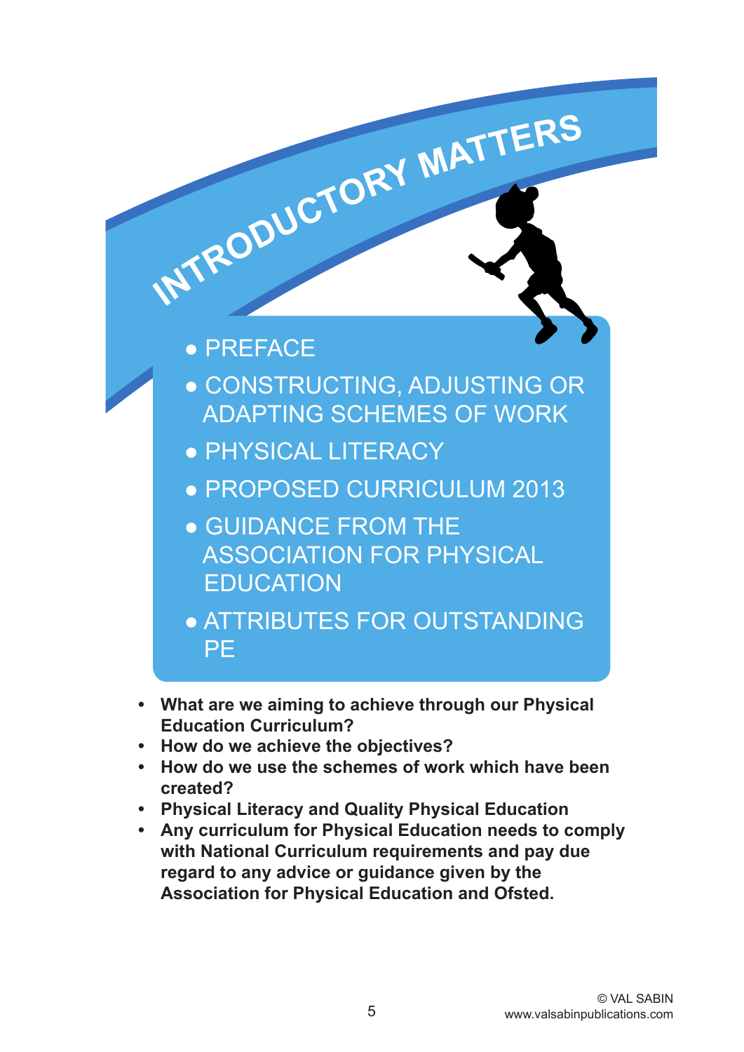# INTRODUCTORY MATTERS

- PREFACE
- CONSTRUCTING, ADJUSTING OR ADAPTING SCHEMES OF WORK
- PHYSICAL LITERACY
- PROPOSED CURRICULUM 2013
- GUIDANCE FROM THE ASSOCIATION FOR PHYSICAL EDUCATION
- ATTRIBUTES FOR OUTSTANDING PE

- **What are we aiming to achieve through our Physical Education Curriculum?**
- **How do we achieve the objectives?**
- **How do we use the schemes of work which have been created?**
- **Physical Literacy and Quality Physical Education**
- **Any curriculum for Physical Education needs to comply with National Curriculum requirements and pay due regard to any advice or guidance given by the Association for Physical Education and Ofsted.**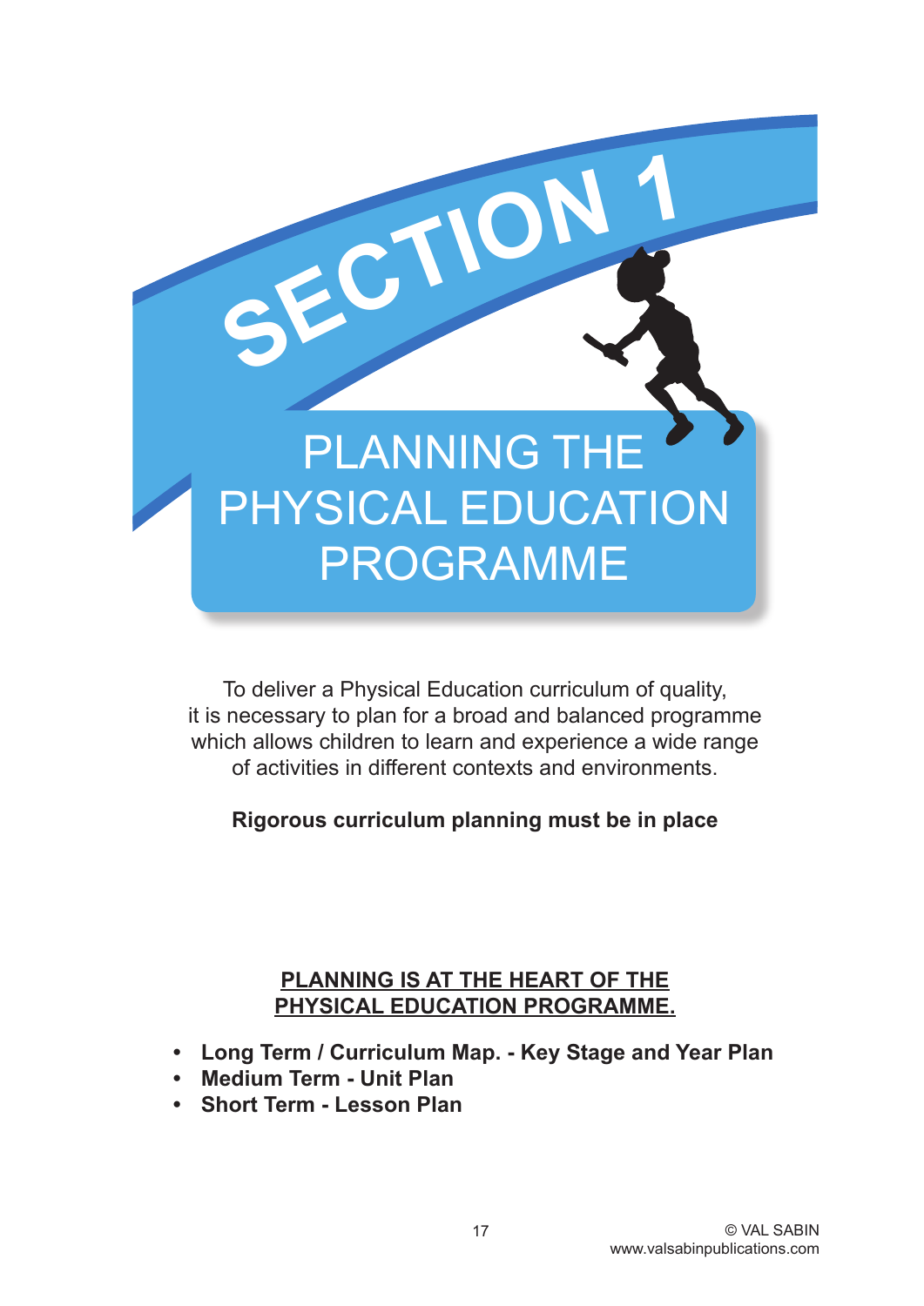# SECTION 1

# PLANNING THE PHYSICAL EDUCATION PROGRAMME

To deliver a Physical Education curriculum of quality, it is necessary to plan for a broad and balanced programme which allows children to learn and experience a wide range of activities in different contexts and environments.

**Rigorous curriculum planning must be in place**

**PLANNING IS AT THE HEART OF THE PHYSICAL EDUCATION PROGRAMME.**

- **Long Term / Curriculum Map. - Key Stage and Year Plan**
- **Medium Term - Unit Plan**
- **Short Term - Lesson Plan**

© VAL SABIN
www.valsabinpublications.com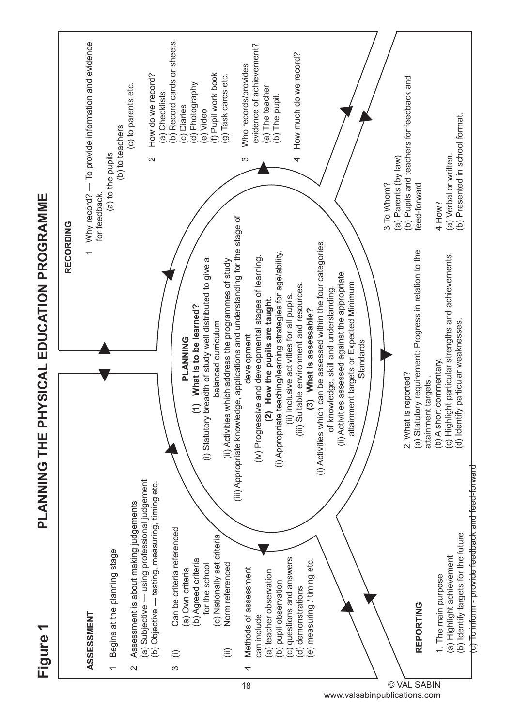# Figure 1 — PLANNING THE PHYSICAL EDUCATION PROGRAMME

## ASSESSMENT

1. Begins at the planning stage
2. Assessment is about making judgements
   (a) Subjective — using professional judgement
   (b) Objective — testing, measuring, timing etc.
3. (i) Can be criteria referenced
      (a) Own criteria
      (b) Agreed criteria for the school
      (c) Nationally set criteria
   (ii) Norm referenced
4. Methods of assessment can include
   (a) teacher observation
   (b) pupil observation
   (c) questions and answers
   (d) demonstrations
   (e) measuring / timing etc.

## RECORDING

1. Why record? — To provide information and evidence for feedback.
   (a) to the pupils
   (b) to teachers
   (c) to parents etc.
2. How do we record?
   (a) Checklists
   (b) Record cards or sheets
   (c) Diaries
   (d) Photography
   (e) Video
   (f) Pupil work book
   (g) Task cards etc.
3. Who records/provides evidence of achievement?
   (a) The teacher
   (b) The pupil.
4. How much do we record?

## PLANNING

**(1) What is to be learned?**

(i) Statutory breadth of study well distributed to give a balanced curriculum

(ii) Activities which address the programmes of study

(iii) Appropriate knowledge, applications and understanding for the stage of development

(iv) Progressive and developmental stages of learning.

**(2) How the pupils are taught.**

(i) Appropriate teaching/learning strategies for age/ability.

(ii) Inclusive activities for all pupils.

(iii) Suitable environment and resources.

**(3) What is assessable?**

(i) Activities which can be assessed within the four categories of knowledge, skill and understanding.

(ii) Activities assessed against the appropriate attainment targets or Expected Minimum Standards

## REPORTING

1. The main purpose
   (a) Highlight achievement
   (b) Identify targets for the future
   (c) To inform - provide feedback and feed-forward
2. What is reported?
   (a) Statutory requirement: Progress in relation to the attainment targets .
   (b) A short commentary.
   (c) Highlight particular strengths and achievements.
   (d) Identify particular weaknesses.
3. To Whom?
   (a) Parents (by law)
   (b) Pupils and teachers for feedback and feed-forward
4. How?
   (a) Verbal or written.
   (b) Presented in school format.

© VAL SABIN
www.valsabinpublications.com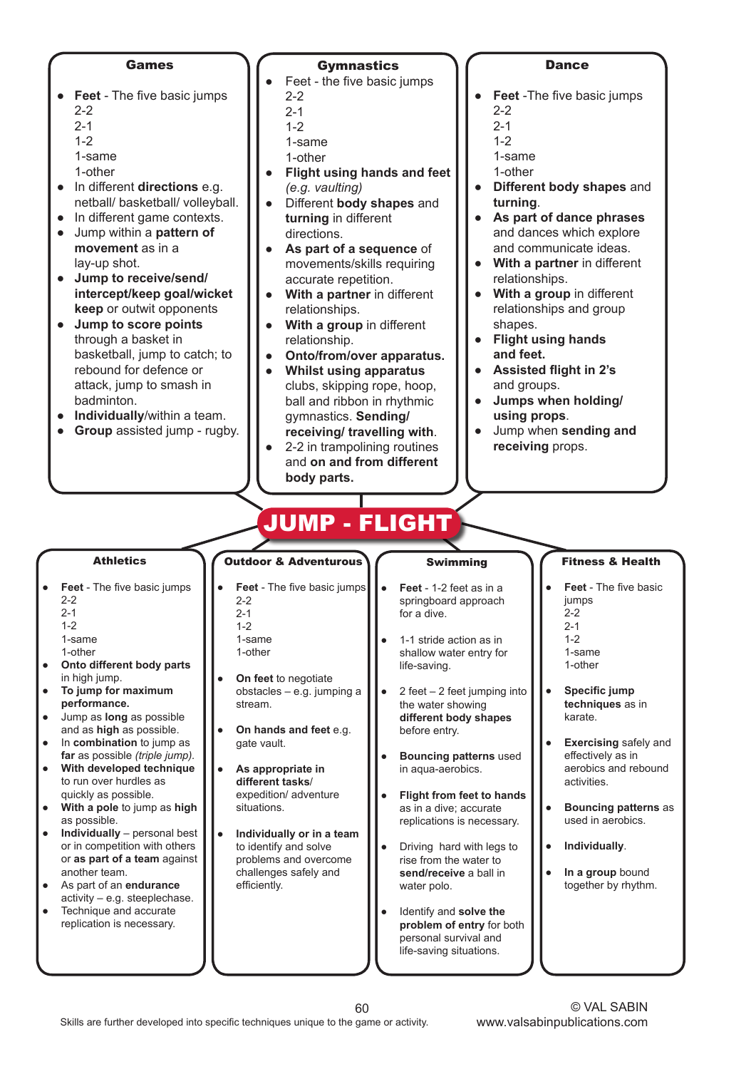# JUMP - FLIGHT

## Games

- **Feet** - The five basic jumps
  2-2
  2-1
  1-2
  1-same
  1-other
- In different **directions** e.g. netball/ basketball/ volleyball.
- In different game contexts.
- Jump within a **pattern of movement** as in a lay-up shot.
- **Jump to receive/send/ intercept/keep goal/wicket keep** or outwit opponents
- **Jump to score points** through a basket in basketball, jump to catch; to rebound for defence or attack, jump to smash in badminton.
- **Individually**/within a team.
- **Group** assisted jump - rugby.

## Gymnastics

- Feet - the five basic jumps
  2-2
  2-1
  1-2
  1-same
  1-other
- **Flight using hands and feet** *(e.g. vaulting)*
- Different **body shapes** and **turning** in different directions.
- **As part of a sequence** of movements/skills requiring accurate repetition.
- **With a partner** in different relationships.
- **With a group** in different relationship.
- **Onto/from/over apparatus.**
- **Whilst using apparatus** clubs, skipping rope, hoop, ball and ribbon in rhythmic gymnastics. **Sending/ receiving/ travelling with**.
- 2-2 in trampolining routines and **on and from different body parts.**

## Dance

- **Feet** -The five basic jumps
  2-2
  2-1
  1-2
  1-same
  1-other
- **Different body shapes** and **turning**.
- **As part of dance phrases** and dances which explore and communicate ideas.
- **With a partner** in different relationships.
- **With a group** in different relationships and group shapes.
- **Flight using hands and feet.**
- **Assisted flight in 2's** and groups.
- **Jumps when holding/ using props**.
- Jump when **sending and receiving** props.

## Athletics

- **Feet** - The five basic jumps
  2-2
  2-1
  1-2
  1-same
  1-other
- **Onto different body parts** in high jump.
- **To jump for maximum performance.**
- Jump as **long** as possible and as **high** as possible.
- In **combination** to jump as **far** as possible *(triple jump)*.
- **With developed technique** to run over hurdles as quickly as possible.
- **With a pole** to jump as **high** as possible.
- **Individually** – personal best or in competition with others or **as part of a team** against another team.
- As part of an **endurance** activity – e.g. steeplechase.
- Technique and accurate replication is necessary.

## Outdoor & Adventurous

- **Feet** - The five basic jumps
  2-2
  2-1
  1-2
  1-same
  1-other
- **On feet** to negotiate obstacles – e.g. jumping a stream.
- **On hands and feet** e.g. gate vault.
- **As appropriate in different tasks/** expedition/ adventure situations.
- **Individually or in a team** to identify and solve problems and overcome challenges safely and efficiently.

## Swimming

- **Feet** - 1-2 feet as in a springboard approach for a dive.
- 1-1 stride action as in shallow water entry for life-saving.
- 2 feet – 2 feet jumping into the water showing **different body shapes** before entry.
- **Bouncing patterns** used in aqua-aerobics.
- **Flight from feet to hands** as in a dive; accurate replications is necessary.
- Driving hard with legs to rise from the water to **send/receive** a ball in water polo.
- Identify and **solve the problem of entry** for both personal survival and life-saving situations.

## Fitness & Health

- **Feet** - The five basic jumps
  2-2
  2-1
  1-2
  1-same
  1-other
- **Specific jump techniques** as in karate.
- **Exercising** safely and effectively as in aerobics and rebound activities.
- **Bouncing patterns** as used in aerobics.
- **Individually**.
- **In a group** bound together by rhythm.

Skills are further developed into specific techniques unique to the game or activity.

© VAL SABIN
www.valsabinpublications.com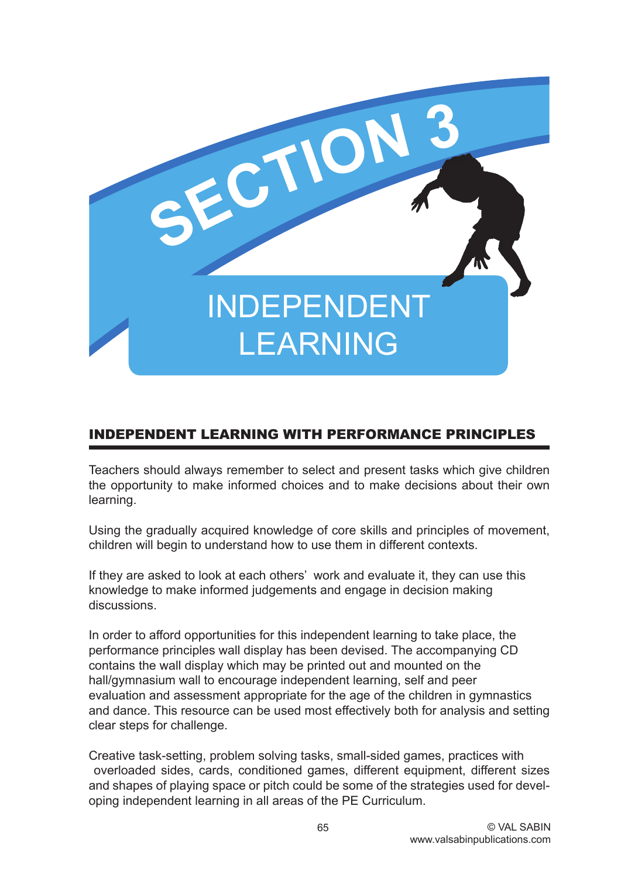# SECTION 3

# INDEPENDENT LEARNING

## INDEPENDENT LEARNING WITH PERFORMANCE PRINCIPLES

Teachers should always remember to select and present tasks which give children the opportunity to make informed choices and to make decisions about their own learning.

Using the gradually acquired knowledge of core skills and principles of movement, children will begin to understand how to use them in different contexts.

If they are asked to look at each others' work and evaluate it, they can use this knowledge to make informed judgements and engage in decision making discussions.

In order to afford opportunities for this independent learning to take place, the performance principles wall display has been devised. The accompanying CD contains the wall display which may be printed out and mounted on the hall/gymnasium wall to encourage independent learning, self and peer evaluation and assessment appropriate for the age of the children in gymnastics and dance. This resource can be used most effectively both for analysis and setting clear steps for challenge.

Creative task-setting, problem solving tasks, small-sided games, practices with overloaded sides, cards, conditioned games, different equipment, different sizes and shapes of playing space or pitch could be some of the strategies used for developing independent learning in all areas of the PE Curriculum.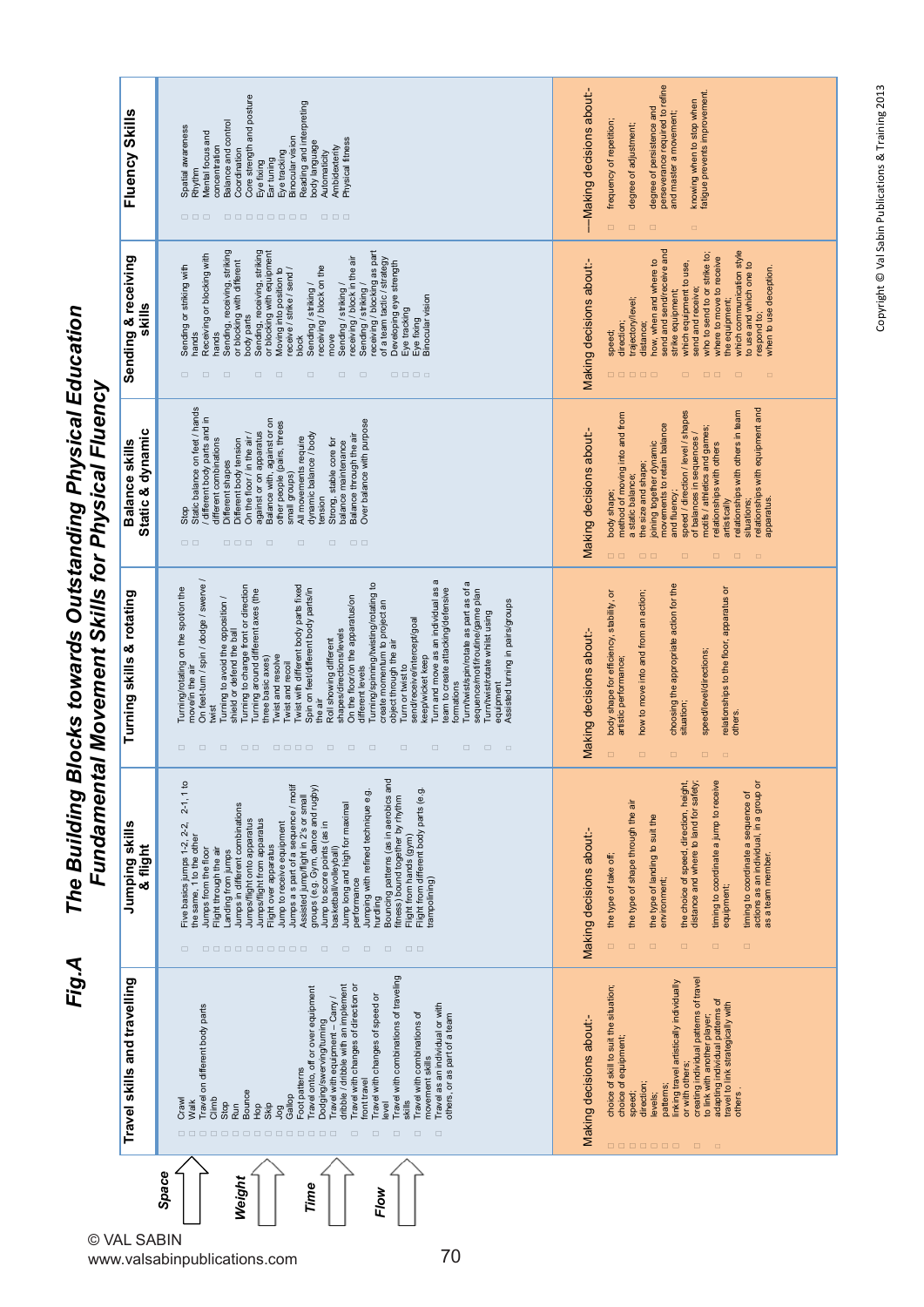# Fig.A The Building Blocks towards Outstanding Physical Education

## Fundamental Movement Skills for Physical Fluency

*Space* → *Weight* → *Time* → *Flow*

| Travel skills and travelling | Jumping skills & flight | Turning skills & rotating | Balance skills Static & dynamic | Sending & receiving skills | Fluency Skills |
|---|---|---|---|---|---|
| Crawl<br>Walk<br>Travel on different body parts<br>Climb<br>Stop<br>Run<br>Bounce<br>Hop<br>Skip<br>Jog<br>Gallop<br>Foot patterns<br>Travel onto, off or over equipment<br>Dodging/swerving/turning<br>Travel with equipment – Carry / dribble / dribble with an implement<br>Travel with changes of direction or level<br>Travel with changes of speed or level<br>Travel with combinations of traveling skills<br>Travel with combinations of movement skills<br>Travel as an individual or with others, or as part of a team | Five basics jumps 1-2, 2-2, 2-1, 1 to the same, 1 to the other<br>Jumps from the floor<br>Flight through the air<br>Landing from jumps<br>Jumps in different combinations<br>Jumps/flight onto apparatus<br>Jumps/flight from apparatus<br>Flight over apparatus<br>Jump to receive equipment<br>Jumps a s part of a sequence / motif<br>Assisted jump/flight in 2's or small groups (e.g. Gym, dance and rugby)<br>Jump to score points (as in basketball/volleyball)<br>Jump long and high for maximal performance<br>Jumping with refined technique e.g. hurdling<br>Bouncing patterns (as in aerobics and fitness) bound together by rhythm<br>Flight from hands (gym)<br>Flight from different body parts (e.g. trampolining) | Turning/rotating on the spot/on the move/in the air<br>On feet-turn / spin / dodge / swerve / twist<br>Turning to avoid the opposition / shield or defend the ball<br>Turning to change front or direction<br>Turning around different axes (the three basic axes)<br>Twist and resolve<br>Twist and recoil<br>Twist with different body parts fixed<br>Spin on feet/different body parts/in the air<br>Roll showing different shapes/directions/levels<br>On the floor/on the apparatus/on different levels<br>Turning/spinning/twisting/rotating to create momentum to project an object through the air<br>Turn or twist to send/receive/intercept/goal keep/wicket keep<br>Turn and move as an individual as a team to create attacking/defensive formations<br>Turn/twist/spin/rotate as part as of a sequence/motif/routine/game plan<br>Turn/twist/rotate whilst using equipment<br>Assisted turning in pairs/groups | Stop<br>Static balance on feet / hands / different body parts and in different combinations<br>Different shapes<br>Different body tension<br>On the floor / in the air / against or on apparatus<br>Balance with, against or on other people (pairs, threes small groups)<br>All movements require dynamic balance / body tension<br>Strong, stable core for balance maintenance<br>Balance through the air<br>Over balance with purpose | Sending or striking with hands<br>Receiving or blocking with hands<br>Sending, receiving, striking or blocking with different body parts<br>Sending, receiving, striking or blocking with equipment<br>Moving into position to receive / strike / send / block<br>Sending / striking / receiving / block on the move<br>Sending / striking / receiving / block in the air<br>Sending / striking / receiving / blocking as part of a team tactic / strategy<br>Developing eye strength<br>Eye tracking<br>Eye fixing<br>Binocular vision | Spatial awareness<br>Rhythm<br>Mental focus and concentration<br>Balance and control<br>Coordination<br>Core strength and posture<br>Eye fixing<br>Ear tuning<br>Eye tracking<br>Binocular vision<br>Reading and interpreting body language<br>Automaticity<br>Ambidexterity<br>Physical fitness |
| Making decisions about:-<br>choice of skill to suit the situation;<br>choice of equipment;<br>speed;<br>direction;<br>levels;<br>patterns;<br>linking travel artistically individually or with others;<br>creating individual patterns of travel to link with another player;<br>adapting individual patterns of travel to link strategically with others. | Making decisions about:-<br>the type of take off;<br>the type of shape through the air<br>the type of landing to suit the environment;<br>the choice of speed, direction, height, distance and where to land for safety;<br>timing to coordinate a jump to receive equipment;<br>timing to coordinate a sequence of actions as an individual, in a group or as a team member. | Making decisions about:-<br>body shape for efficiency, stability, or artistic performance;<br>how to move into and from an action;<br>choosing the appropriate action for the situation;<br>speed/level/directions;<br>relationships to the floor, apparatus or others. | Making decisions about:-<br>body shape;<br>method of moving into and from a static balance;<br>the size and shape;<br>joining together dynamic movements to retain balance and fluency;<br>speed / direction / level / shapes of balances in sequences / motifs / athletics and games;<br>relationships with others artistically<br>relationships with others in team situations;<br>relationships with equipment and apparatus. | Making decisions about:-<br>speed;<br>direction;<br>trajectory/level;<br>distance;<br>how, when and where to send and send/receive and strike equipment;<br>which equipment to use, send and receive;<br>who to send to or strike to;<br>where to move to receive the equipment;<br>which communication style to use and which one to respond to;<br>when to use deception. | Making decisions about-<br>frequency of repetition;<br>degree of adjustment;<br>degree of persistence and perseverance required to refine and master a movement;<br>knowing when to stop when fatigue prevents improvement. |

© VAL SABIN
www.valsabinpublications.com

Copyright © Val Sabin Publications & Training 2013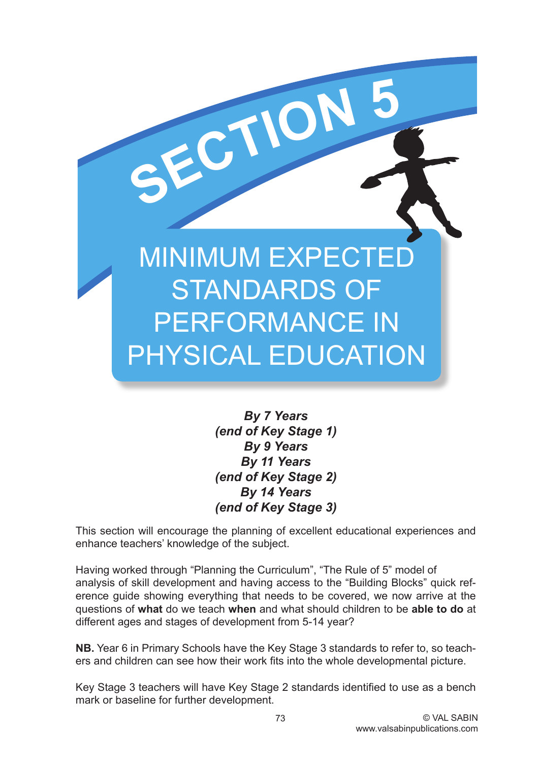# SECTION 5

# MINIMUM EXPECTED STANDARDS OF PERFORMANCE IN PHYSICAL EDUCATION

***By 7 Years***
***(end of Key Stage 1)***
***By 9 Years***
***By 11 Years***
***(end of Key Stage 2)***
***By 14 Years***
***(end of Key Stage 3)***

This section will encourage the planning of excellent educational experiences and enhance teachers' knowledge of the subject.

Having worked through "Planning the Curriculum", "The Rule of 5" model of analysis of skill development and having access to the "Building Blocks" quick reference guide showing everything that needs to be covered, we now arrive at the questions of **what** do we teach **when** and what should children to be **able to do** at different ages and stages of development from 5-14 year?

**NB.** Year 6 in Primary Schools have the Key Stage 3 standards to refer to, so teachers and children can see how their work fits into the whole developmental picture.

Key Stage 3 teachers will have Key Stage 2 standards identified to use as a bench mark or baseline for further development.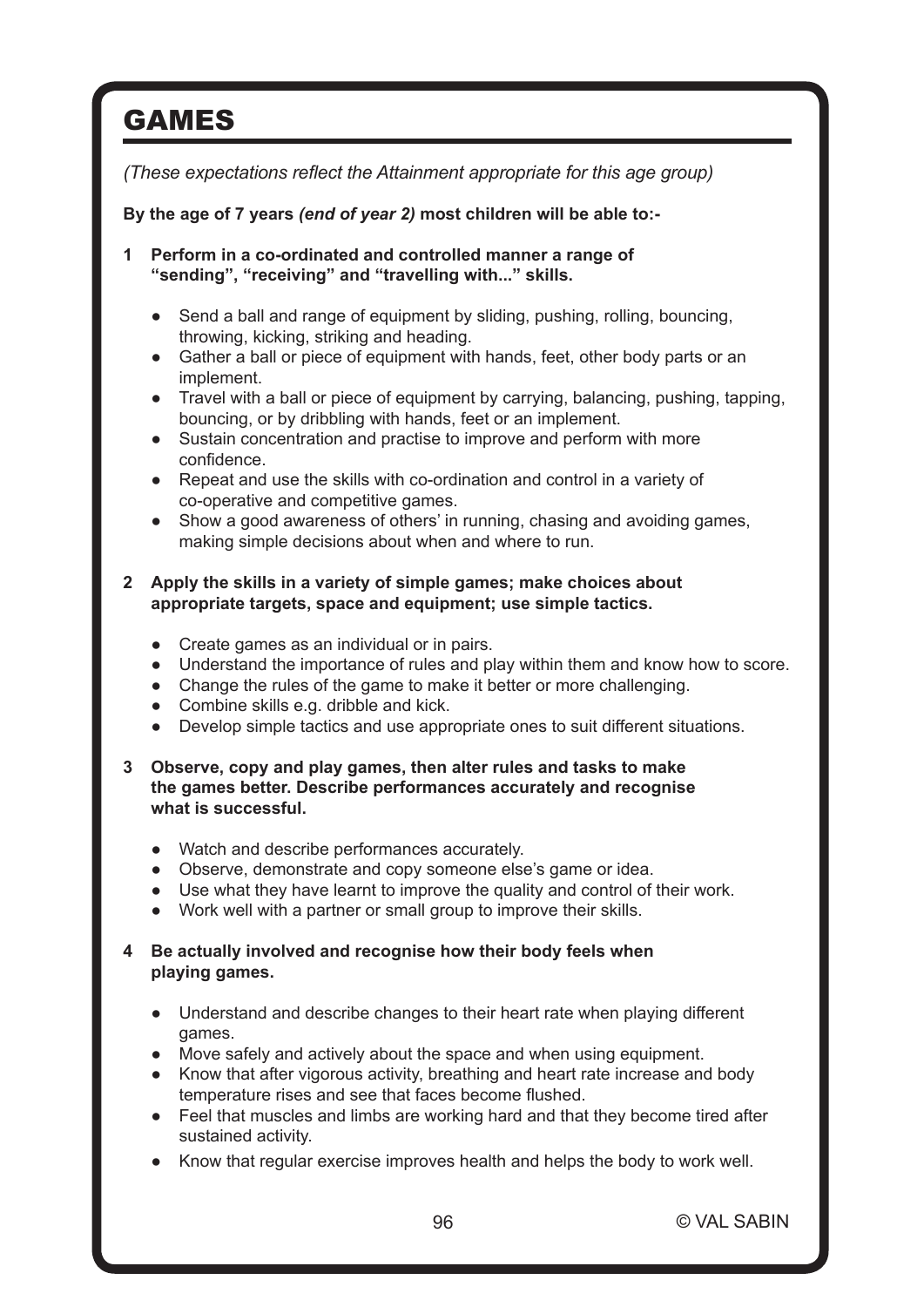# GAMES

*(These expectations reflect the Attainment appropriate for this age group)*

**By the age of 7 years *(end of year 2)* most children will be able to:-**

**1 Perform in a co-ordinated and controlled manner a range of "sending", "receiving" and "travelling with..." skills.**

- Send a ball and range of equipment by sliding, pushing, rolling, bouncing, throwing, kicking, striking and heading.
- Gather a ball or piece of equipment with hands, feet, other body parts or an implement.
- Travel with a ball or piece of equipment by carrying, balancing, pushing, tapping, bouncing, or by dribbling with hands, feet or an implement.
- Sustain concentration and practise to improve and perform with more confidence.
- Repeat and use the skills with co-ordination and control in a variety of co-operative and competitive games.
- Show a good awareness of others' in running, chasing and avoiding games, making simple decisions about when and where to run.

**2 Apply the skills in a variety of simple games; make choices about appropriate targets, space and equipment; use simple tactics.**

- Create games as an individual or in pairs.
- Understand the importance of rules and play within them and know how to score.
- Change the rules of the game to make it better or more challenging.
- Combine skills e.g. dribble and kick.
- Develop simple tactics and use appropriate ones to suit different situations.

**3 Observe, copy and play games, then alter rules and tasks to make the games better. Describe performances accurately and recognise what is successful.**

- Watch and describe performances accurately.
- Observe, demonstrate and copy someone else's game or idea.
- Use what they have learnt to improve the quality and control of their work.
- Work well with a partner or small group to improve their skills.

**4 Be actually involved and recognise how their body feels when playing games.**

- Understand and describe changes to their heart rate when playing different games.
- Move safely and actively about the space and when using equipment.
- Know that after vigorous activity, breathing and heart rate increase and body temperature rises and see that faces become flushed.
- Feel that muscles and limbs are working hard and that they become tired after sustained activity.
- Know that regular exercise improves health and helps the body to work well.

© VAL SABIN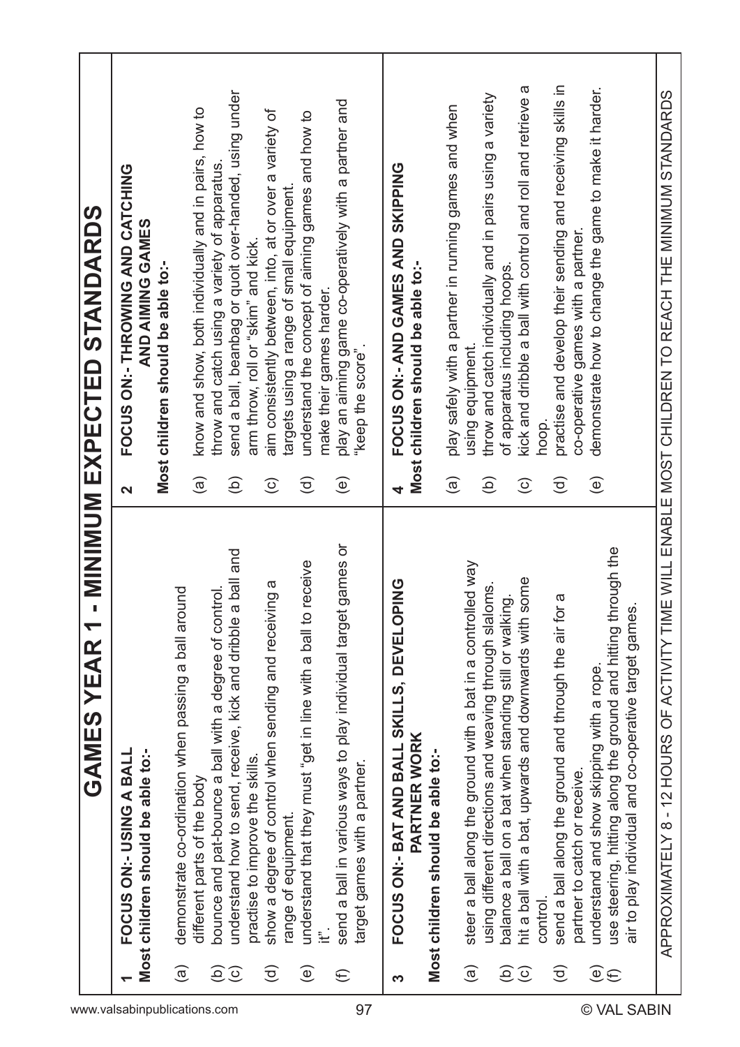# GAMES YEAR 1 - MINIMUM EXPECTED STANDARDS

**1 FOCUS ON:- USING A BALL**

**Most children should be able to:-**

(a) demonstrate co-ordination when passing a ball around different parts of the body
(b) bounce and pat-bounce a ball with a degree of control.
(c) understand how to send, receive, kick and dribble a ball and practise to improve the skills.
(d) show a degree of control when sending and receiving a range of equipment.
(e) understand that they must "get in line with a ball to receive it".
(f) send a ball in various ways to play individual target games or target games with a partner.

**2 FOCUS ON:- THROWING AND CATCHING AND AIMING GAMES**

**Most children should be able to:-**

(a) know and show, both individually and in pairs, how to throw and catch using a variety of apparatus.
(b) send a ball, beanbag or quoit over-handed, using under arm throw, roll or "skim" and kick.
(c) aim consistently between, into, at or over a variety of targets using a range of small equipment.
(d) understand the concept of aiming games and how to make their games harder.
(e) play an aiming game co-operatively with a partner and "keep the score".

**3 FOCUS ON:- BAT AND BALL SKILLS, DEVELOPING PARTNER WORK**

**Most children should be able to:-**

(a) steer a ball along the ground with a bat in a controlled way using different directions and weaving through slaloms.
(b) balance a ball on a bat when standing still or walking.
(c) hit a ball with a bat, upwards and downwards with some control.
(d) send a ball along the ground and through the air for a partner to catch or receive.
(e) understand and show skipping with a rope.
(f) use steering, hitting along the ground and hitting through the air to play individual and co-operative target games.

**4 FOCUS ON:- AND GAMES AND SKIPPING**

**Most children should be able to:-**

(a) play safely with a partner in running games and when using equipment.
(b) throw and catch individually and in pairs using a variety of apparatus including hoops.
(c) kick and dribble a ball with control and roll and retrieve a hoop.
(d) practise and develop their sending and receiving skills in co-operative games with a partner.
(e) demonstrate how to change the game to make it harder.

APPROXIMATELY 8 - 12 HOURS OF ACTIVITY TIME WILL ENABLE MOST CHILDREN TO REACH THE MINIMUM STANDARDS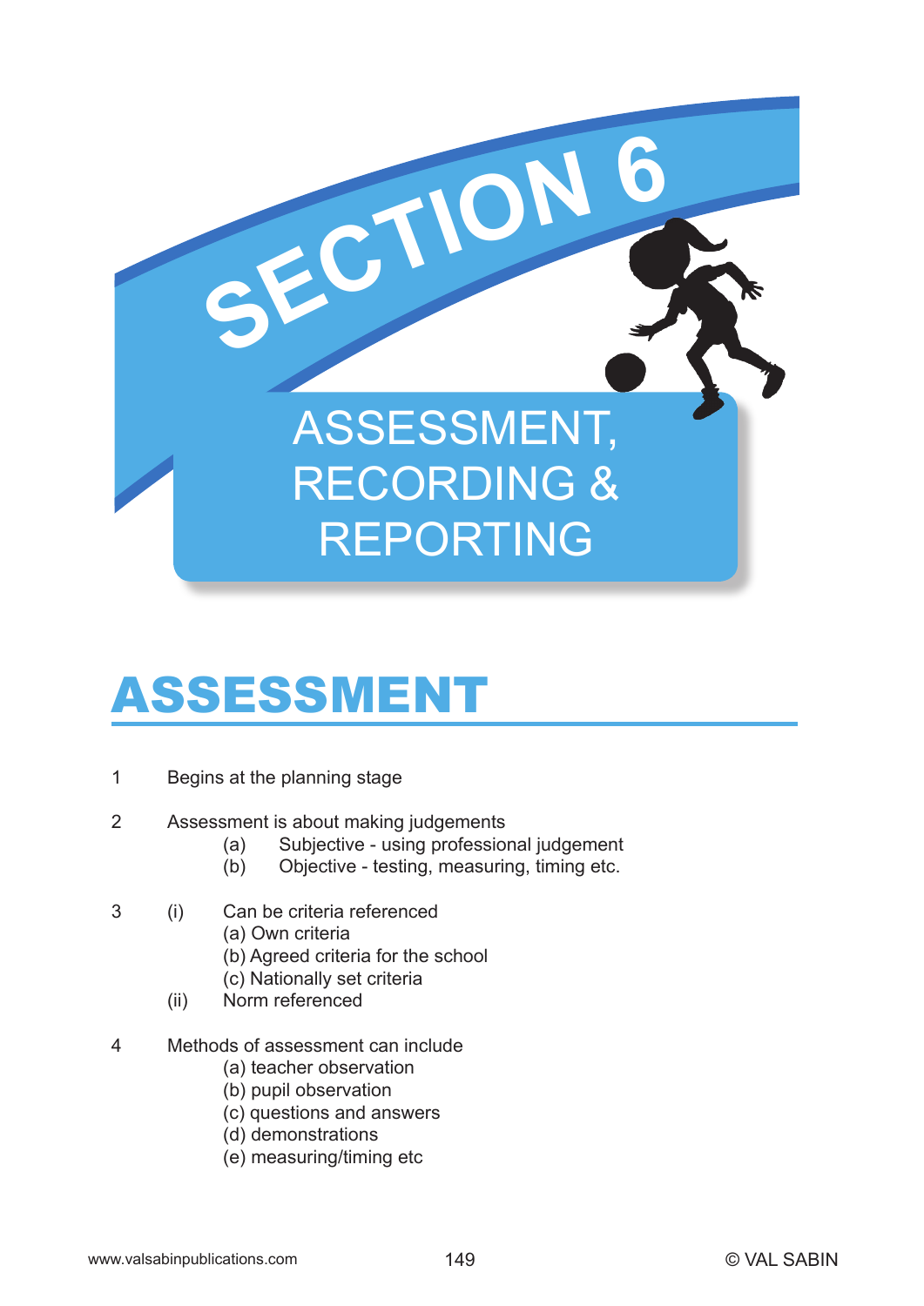# SECTION 6

## ASSESSMENT, RECORDING & REPORTING

# ASSESSMENT

1. Begins at the planning stage

2. Assessment is about making judgements
   - (a) Subjective - using professional judgement
   - (b) Objective - testing, measuring, timing etc.

3. (i) Can be criteria referenced
   - (a) Own criteria
   - (b) Agreed criteria for the school
   - (c) Nationally set criteria

   (ii) Norm referenced

4. Methods of assessment can include
   - (a) teacher observation
   - (b) pupil observation
   - (c) questions and answers
   - (d) demonstrations
   - (e) measuring/timing etc